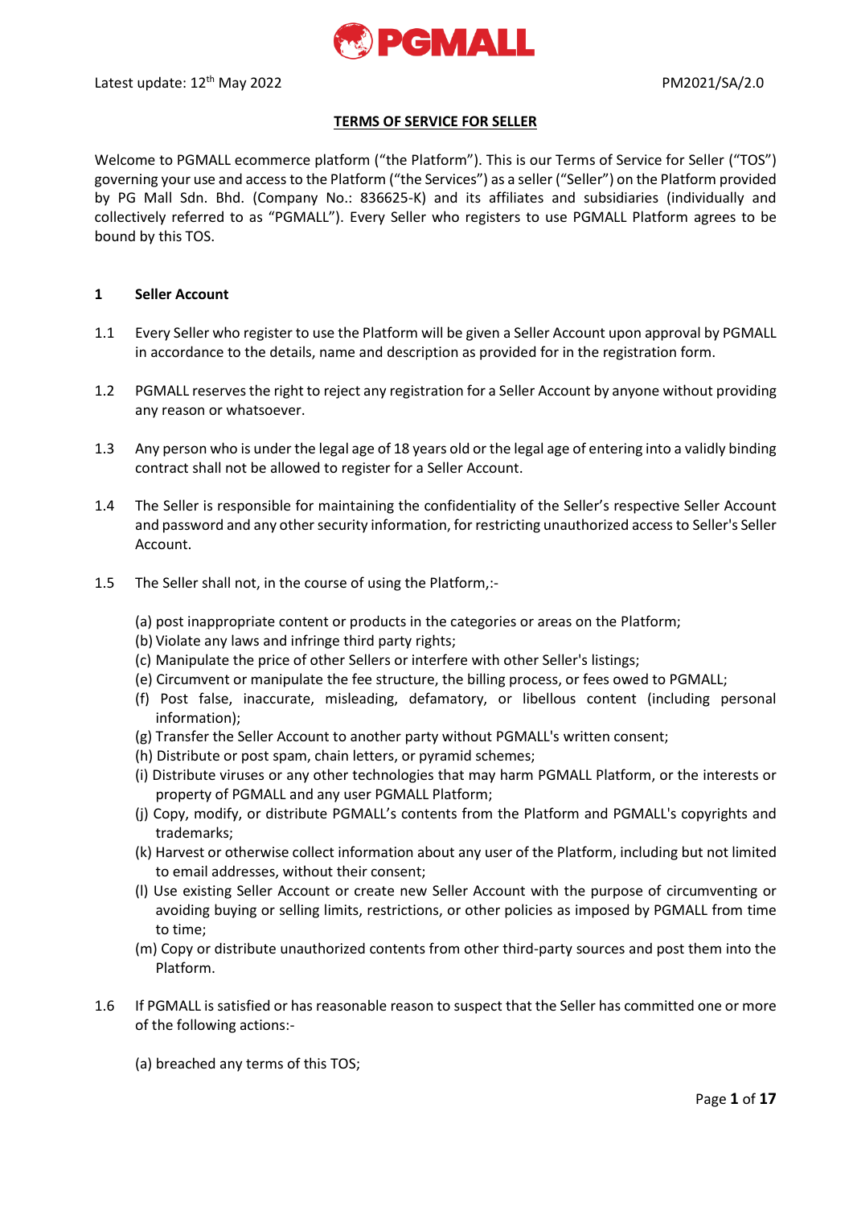Latest update: 12th May 2022 PM2021/SA/2.0

## TERMS OF SERVICE FOR SELLER

Welcome to PGMALL ecommerce platform ("the Platform"). This is our Terms of Service for Seller ("TOS") governing your use and access to the Platform ("the Services") as a seller ("Seller") on the Platform provided by PG Mall Sdn. Bhd. (Company No.: 836625-K) and its affiliates and subsidiaries (individually and collectively referred to as "PGMALL"). Every Seller who registers to use PGMALL Platform agrees to be bound by this TOS.

### 1 Seller Account

1.1 Every Seller who register to use the Platform will be given a Seller Account upon approval by PGMALL in accordance to the details, name and description as provided for in the registration form.

1.2 PGMALL reserves the right to reject any registration for a Seller Account by anyone without providing any reason or whatsoever.

1.3 Any person who is under the legal age of 18 years old or the legal age of entering into a validly binding contract shall not be allowed to register for a Seller Account.

1.4 The Seller is responsible for maintaining the confidentiality of the Seller's respective Seller Account and password and any other security information, for restricting unauthorized access to Seller's Seller Account.

1.5 The Seller shall not, in the course of using the Platform,:-

(a) post inappropriate content or products in the categories or areas on the Platform;
(b) Violate any laws and infringe third party rights;
(c) Manipulate the price of other Sellers or interfere with other Seller's listings;
(e) Circumvent or manipulate the fee structure, the billing process, or fees owed to PGMALL;
(f) Post false, inaccurate, misleading, defamatory, or libellous content (including personal information);
(g) Transfer the Seller Account to another party without PGMALL's written consent;
(h) Distribute or post spam, chain letters, or pyramid schemes;
(i) Distribute viruses or any other technologies that may harm PGMALL Platform, or the interests or property of PGMALL and any user PGMALL Platform;
(j) Copy, modify, or distribute PGMALL's contents from the Platform and PGMALL's copyrights and trademarks;
(k) Harvest or otherwise collect information about any user of the Platform, including but not limited to email addresses, without their consent;
(l) Use existing Seller Account or create new Seller Account with the purpose of circumventing or avoiding buying or selling limits, restrictions, or other policies as imposed by PGMALL from time to time;
(m) Copy or distribute unauthorized contents from other third-party sources and post them into the Platform.

1.6 If PGMALL is satisfied or has reasonable reason to suspect that the Seller has committed one or more of the following actions:-

(a) breached any terms of this TOS;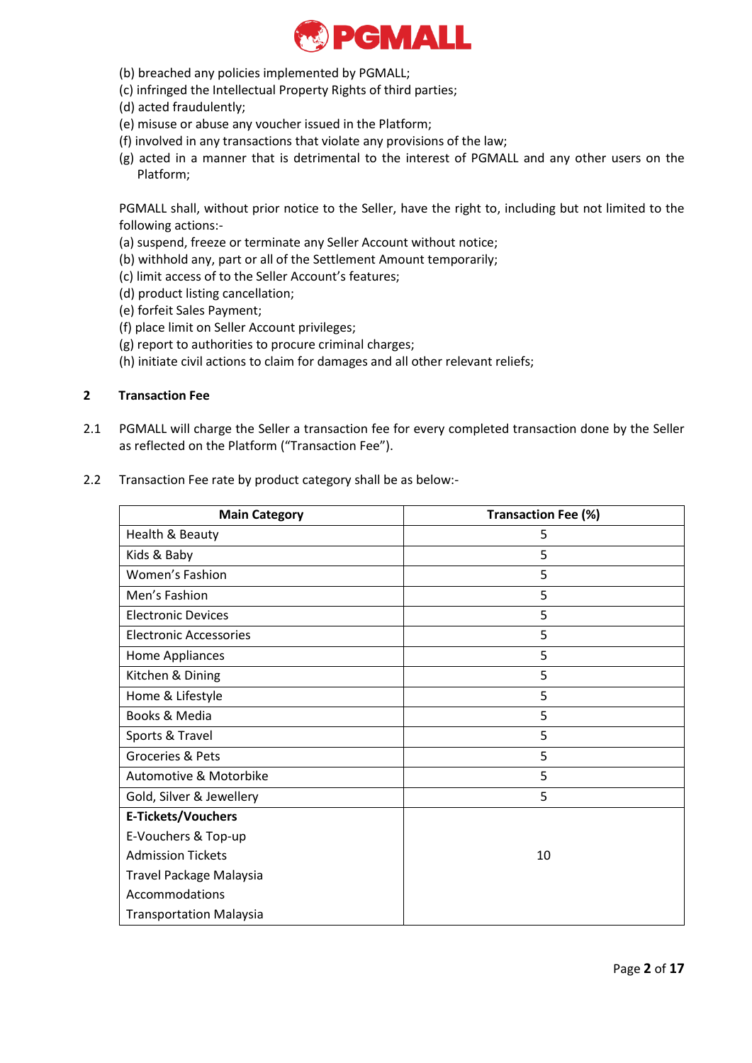(b) breached any policies implemented by PGMALL;
(c) infringed the Intellectual Property Rights of third parties;
(d) acted fraudulently;
(e) misuse or abuse any voucher issued in the Platform;
(f) involved in any transactions that violate any provisions of the law;
(g) acted in a manner that is detrimental to the interest of PGMALL and any other users on the Platform;

PGMALL shall, without prior notice to the Seller, have the right to, including but not limited to the following actions:-
(a) suspend, freeze or terminate any Seller Account without notice;
(b) withhold any, part or all of the Settlement Amount temporarily;
(c) limit access of to the Seller Account's features;
(d) product listing cancellation;
(e) forfeit Sales Payment;
(f) place limit on Seller Account privileges;
(g) report to authorities to procure criminal charges;
(h) initiate civil actions to claim for damages and all other relevant reliefs;

## 2 Transaction Fee

2.1 PGMALL will charge the Seller a transaction fee for every completed transaction done by the Seller as reflected on the Platform ("Transaction Fee").

2.2 Transaction Fee rate by product category shall be as below:-

| Main Category | Transaction Fee (%) |
|---|---|
| Health & Beauty | 5 |
| Kids & Baby | 5 |
| Women's Fashion | 5 |
| Men's Fashion | 5 |
| Electronic Devices | 5 |
| Electronic Accessories | 5 |
| Home Appliances | 5 |
| Kitchen & Dining | 5 |
| Home & Lifestyle | 5 |
| Books & Media | 5 |
| Sports & Travel | 5 |
| Groceries & Pets | 5 |
| Automotive & Motorbike | 5 |
| Gold, Silver & Jewellery | 5 |
| **E-Tickets/Vouchers**<br>E-Vouchers & Top-up<br>Admission Tickets<br>Travel Package Malaysia<br>Accommodations<br>Transportation Malaysia | 10 |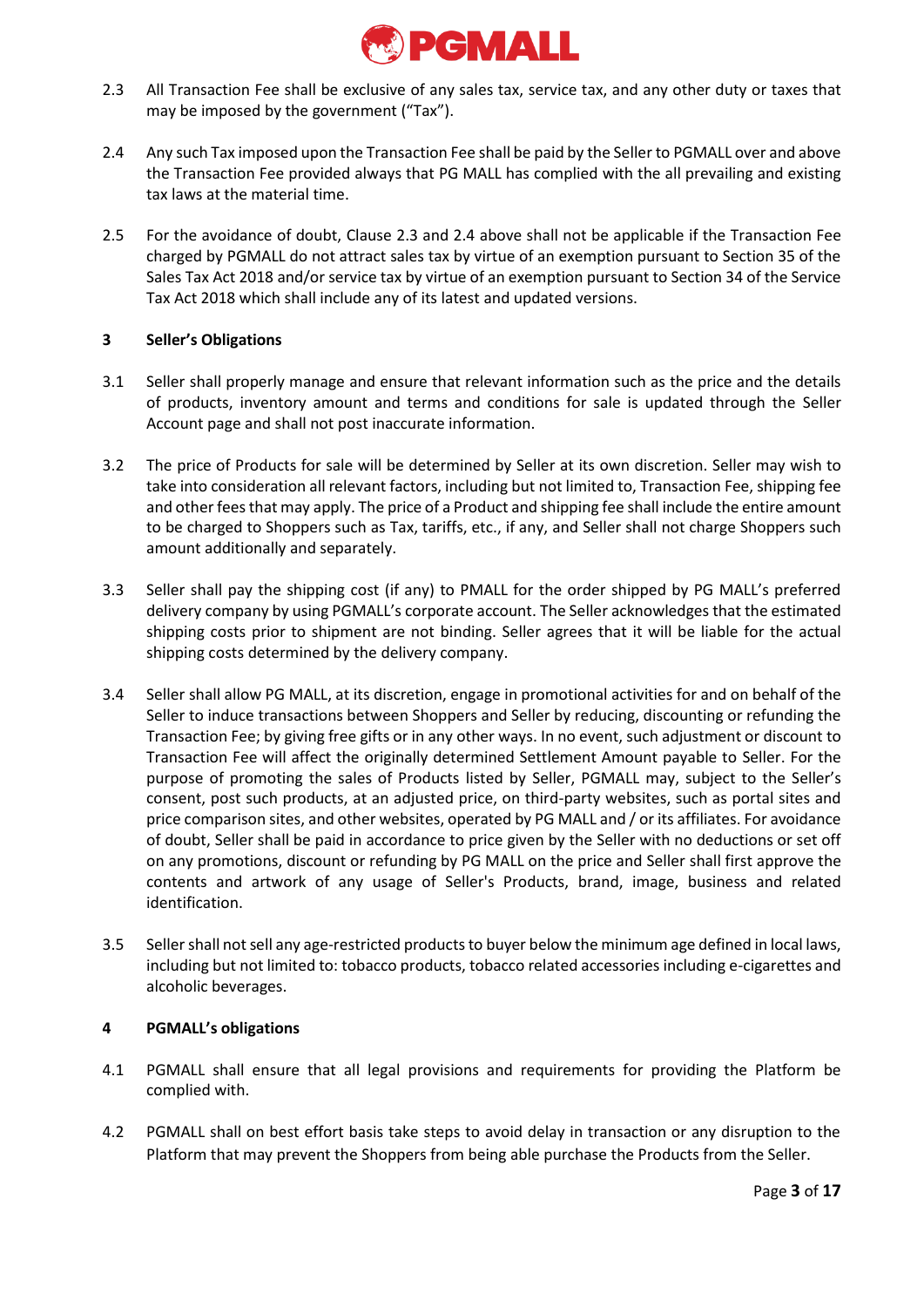2.3 All Transaction Fee shall be exclusive of any sales tax, service tax, and any other duty or taxes that may be imposed by the government ("Tax").

2.4 Any such Tax imposed upon the Transaction Fee shall be paid by the Seller to PGMALL over and above the Transaction Fee provided always that PG MALL has complied with the all prevailing and existing tax laws at the material time.

2.5 For the avoidance of doubt, Clause 2.3 and 2.4 above shall not be applicable if the Transaction Fee charged by PGMALL do not attract sales tax by virtue of an exemption pursuant to Section 35 of the Sales Tax Act 2018 and/or service tax by virtue of an exemption pursuant to Section 34 of the Service Tax Act 2018 which shall include any of its latest and updated versions.

**3 Seller's Obligations**

3.1 Seller shall properly manage and ensure that relevant information such as the price and the details of products, inventory amount and terms and conditions for sale is updated through the Seller Account page and shall not post inaccurate information.

3.2 The price of Products for sale will be determined by Seller at its own discretion. Seller may wish to take into consideration all relevant factors, including but not limited to, Transaction Fee, shipping fee and other fees that may apply. The price of a Product and shipping fee shall include the entire amount to be charged to Shoppers such as Tax, tariffs, etc., if any, and Seller shall not charge Shoppers such amount additionally and separately.

3.3 Seller shall pay the shipping cost (if any) to PMALL for the order shipped by PG MALL's preferred delivery company by using PGMALL's corporate account. The Seller acknowledges that the estimated shipping costs prior to shipment are not binding. Seller agrees that it will be liable for the actual shipping costs determined by the delivery company.

3.4 Seller shall allow PG MALL, at its discretion, engage in promotional activities for and on behalf of the Seller to induce transactions between Shoppers and Seller by reducing, discounting or refunding the Transaction Fee; by giving free gifts or in any other ways. In no event, such adjustment or discount to Transaction Fee will affect the originally determined Settlement Amount payable to Seller. For the purpose of promoting the sales of Products listed by Seller, PGMALL may, subject to the Seller's consent, post such products, at an adjusted price, on third-party websites, such as portal sites and price comparison sites, and other websites, operated by PG MALL and / or its affiliates. For avoidance of doubt, Seller shall be paid in accordance to price given by the Seller with no deductions or set off on any promotions, discount or refunding by PG MALL on the price and Seller shall first approve the contents and artwork of any usage of Seller's Products, brand, image, business and related identification.

3.5 Seller shall not sell any age-restricted products to buyer below the minimum age defined in local laws, including but not limited to: tobacco products, tobacco related accessories including e-cigarettes and alcoholic beverages.

**4 PGMALL's obligations**

4.1 PGMALL shall ensure that all legal provisions and requirements for providing the Platform be complied with.

4.2 PGMALL shall on best effort basis take steps to avoid delay in transaction or any disruption to the Platform that may prevent the Shoppers from being able purchase the Products from the Seller.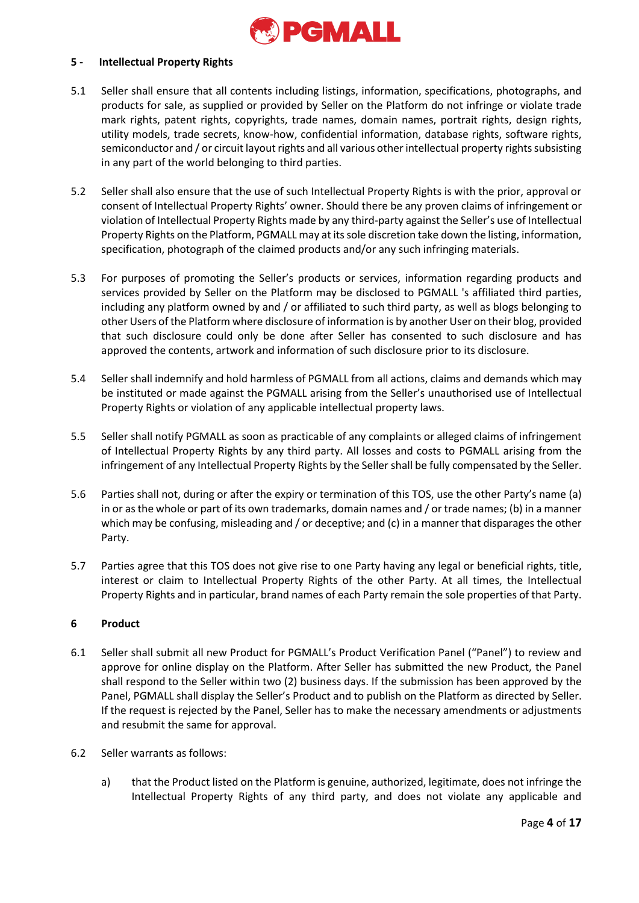## 5 - Intellectual Property Rights

5.1 Seller shall ensure that all contents including listings, information, specifications, photographs, and products for sale, as supplied or provided by Seller on the Platform do not infringe or violate trade mark rights, patent rights, copyrights, trade names, domain names, portrait rights, design rights, utility models, trade secrets, know-how, confidential information, database rights, software rights, semiconductor and / or circuit layout rights and all various other intellectual property rights subsisting in any part of the world belonging to third parties.

5.2 Seller shall also ensure that the use of such Intellectual Property Rights is with the prior, approval or consent of Intellectual Property Rights' owner. Should there be any proven claims of infringement or violation of Intellectual Property Rights made by any third-party against the Seller's use of Intellectual Property Rights on the Platform, PGMALL may at its sole discretion take down the listing, information, specification, photograph of the claimed products and/or any such infringing materials.

5.3 For purposes of promoting the Seller's products or services, information regarding products and services provided by Seller on the Platform may be disclosed to PGMALL 's affiliated third parties, including any platform owned by and / or affiliated to such third party, as well as blogs belonging to other Users of the Platform where disclosure of information is by another User on their blog, provided that such disclosure could only be done after Seller has consented to such disclosure and has approved the contents, artwork and information of such disclosure prior to its disclosure.

5.4 Seller shall indemnify and hold harmless of PGMALL from all actions, claims and demands which may be instituted or made against the PGMALL arising from the Seller's unauthorised use of Intellectual Property Rights or violation of any applicable intellectual property laws.

5.5 Seller shall notify PGMALL as soon as practicable of any complaints or alleged claims of infringement of Intellectual Property Rights by any third party. All losses and costs to PGMALL arising from the infringement of any Intellectual Property Rights by the Seller shall be fully compensated by the Seller.

5.6 Parties shall not, during or after the expiry or termination of this TOS, use the other Party's name (a) in or as the whole or part of its own trademarks, domain names and / or trade names; (b) in a manner which may be confusing, misleading and / or deceptive; and (c) in a manner that disparages the other Party.

5.7 Parties agree that this TOS does not give rise to one Party having any legal or beneficial rights, title, interest or claim to Intellectual Property Rights of the other Party. At all times, the Intellectual Property Rights and in particular, brand names of each Party remain the sole properties of that Party.

## 6 Product

6.1 Seller shall submit all new Product for PGMALL's Product Verification Panel ("Panel") to review and approve for online display on the Platform. After Seller has submitted the new Product, the Panel shall respond to the Seller within two (2) business days. If the submission has been approved by the Panel, PGMALL shall display the Seller's Product and to publish on the Platform as directed by Seller. If the request is rejected by the Panel, Seller has to make the necessary amendments or adjustments and resubmit the same for approval.

6.2 Seller warrants as follows:

a) that the Product listed on the Platform is genuine, authorized, legitimate, does not infringe the Intellectual Property Rights of any third party, and does not violate any applicable and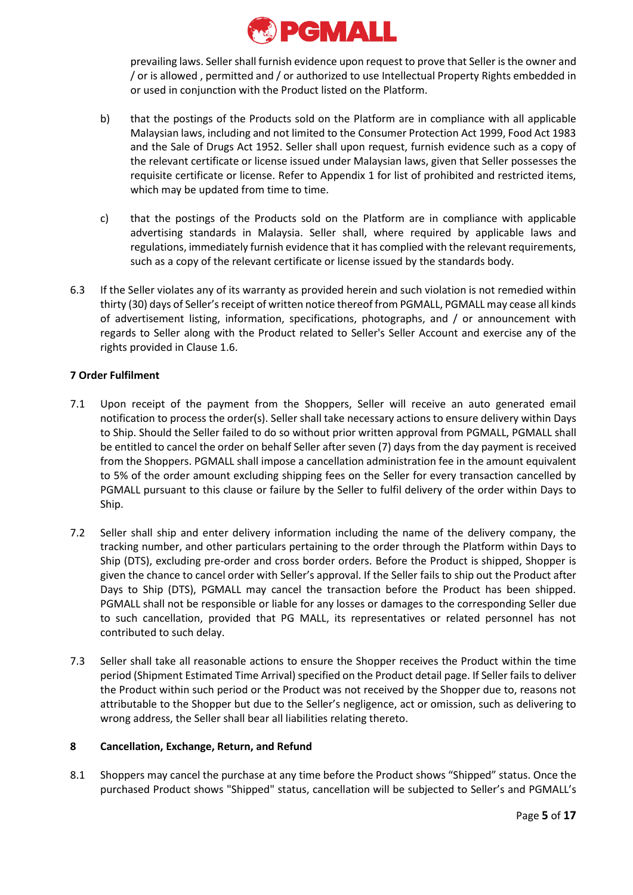prevailing laws. Seller shall furnish evidence upon request to prove that Seller is the owner and / or is allowed , permitted and / or authorized to use Intellectual Property Rights embedded in or used in conjunction with the Product listed on the Platform.

b) that the postings of the Products sold on the Platform are in compliance with all applicable Malaysian laws, including and not limited to the Consumer Protection Act 1999, Food Act 1983 and the Sale of Drugs Act 1952. Seller shall upon request, furnish evidence such as a copy of the relevant certificate or license issued under Malaysian laws, given that Seller possesses the requisite certificate or license. Refer to Appendix 1 for list of prohibited and restricted items, which may be updated from time to time.

c) that the postings of the Products sold on the Platform are in compliance with applicable advertising standards in Malaysia. Seller shall, where required by applicable laws and regulations, immediately furnish evidence that it has complied with the relevant requirements, such as a copy of the relevant certificate or license issued by the standards body.

6.3 If the Seller violates any of its warranty as provided herein and such violation is not remedied within thirty (30) days of Seller's receipt of written notice thereof from PGMALL, PGMALL may cease all kinds of advertisement listing, information, specifications, photographs, and / or announcement with regards to Seller along with the Product related to Seller's Seller Account and exercise any of the rights provided in Clause 1.6.

**7 Order Fulfilment**

7.1 Upon receipt of the payment from the Shoppers, Seller will receive an auto generated email notification to process the order(s). Seller shall take necessary actions to ensure delivery within Days to Ship. Should the Seller failed to do so without prior written approval from PGMALL, PGMALL shall be entitled to cancel the order on behalf Seller after seven (7) days from the day payment is received from the Shoppers. PGMALL shall impose a cancellation administration fee in the amount equivalent to 5% of the order amount excluding shipping fees on the Seller for every transaction cancelled by PGMALL pursuant to this clause or failure by the Seller to fulfil delivery of the order within Days to Ship.

7.2 Seller shall ship and enter delivery information including the name of the delivery company, the tracking number, and other particulars pertaining to the order through the Platform within Days to Ship (DTS), excluding pre-order and cross border orders. Before the Product is shipped, Shopper is given the chance to cancel order with Seller's approval. If the Seller fails to ship out the Product after Days to Ship (DTS), PGMALL may cancel the transaction before the Product has been shipped. PGMALL shall not be responsible or liable for any losses or damages to the corresponding Seller due to such cancellation, provided that PG MALL, its representatives or related personnel has not contributed to such delay.

7.3 Seller shall take all reasonable actions to ensure the Shopper receives the Product within the time period (Shipment Estimated Time Arrival) specified on the Product detail page. If Seller fails to deliver the Product within such period or the Product was not received by the Shopper due to, reasons not attributable to the Shopper but due to the Seller's negligence, act or omission, such as delivering to wrong address, the Seller shall bear all liabilities relating thereto.

**8 Cancellation, Exchange, Return, and Refund**

8.1 Shoppers may cancel the purchase at any time before the Product shows "Shipped" status. Once the purchased Product shows "Shipped" status, cancellation will be subjected to Seller's and PGMALL's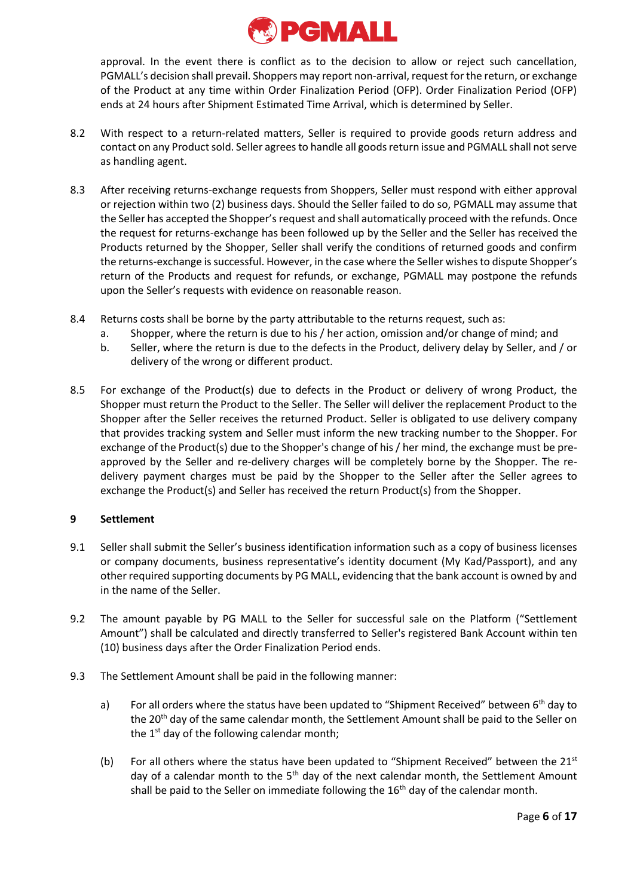approval. In the event there is conflict as to the decision to allow or reject such cancellation, PGMALL's decision shall prevail. Shoppers may report non-arrival, request for the return, or exchange of the Product at any time within Order Finalization Period (OFP). Order Finalization Period (OFP) ends at 24 hours after Shipment Estimated Time Arrival, which is determined by Seller.

8.2 With respect to a return-related matters, Seller is required to provide goods return address and contact on any Product sold. Seller agrees to handle all goods return issue and PGMALL shall not serve as handling agent.

8.3 After receiving returns-exchange requests from Shoppers, Seller must respond with either approval or rejection within two (2) business days. Should the Seller failed to do so, PGMALL may assume that the Seller has accepted the Shopper's request and shall automatically proceed with the refunds. Once the request for returns-exchange has been followed up by the Seller and the Seller has received the Products returned by the Shopper, Seller shall verify the conditions of returned goods and confirm the returns-exchange is successful. However, in the case where the Seller wishes to dispute Shopper's return of the Products and request for refunds, or exchange, PGMALL may postpone the refunds upon the Seller's requests with evidence on reasonable reason.

8.4 Returns costs shall be borne by the party attributable to the returns request, such as:

a. Shopper, where the return is due to his / her action, omission and/or change of mind; and

b. Seller, where the return is due to the defects in the Product, delivery delay by Seller, and / or delivery of the wrong or different product.

8.5 For exchange of the Product(s) due to defects in the Product or delivery of wrong Product, the Shopper must return the Product to the Seller. The Seller will deliver the replacement Product to the Shopper after the Seller receives the returned Product. Seller is obligated to use delivery company that provides tracking system and Seller must inform the new tracking number to the Shopper. For exchange of the Product(s) due to the Shopper's change of his / her mind, the exchange must be pre-approved by the Seller and re-delivery charges will be completely borne by the Shopper. The re-delivery payment charges must be paid by the Shopper to the Seller after the Seller agrees to exchange the Product(s) and Seller has received the return Product(s) from the Shopper.

## 9 Settlement

9.1 Seller shall submit the Seller's business identification information such as a copy of business licenses or company documents, business representative's identity document (My Kad/Passport), and any other required supporting documents by PG MALL, evidencing that the bank account is owned by and in the name of the Seller.

9.2 The amount payable by PG MALL to the Seller for successful sale on the Platform ("Settlement Amount") shall be calculated and directly transferred to Seller's registered Bank Account within ten (10) business days after the Order Finalization Period ends.

9.3 The Settlement Amount shall be paid in the following manner:

a) For all orders where the status have been updated to "Shipment Received" between 6th day to the 20th day of the same calendar month, the Settlement Amount shall be paid to the Seller on the 1st day of the following calendar month;

(b) For all others where the status have been updated to "Shipment Received" between the 21st day of a calendar month to the 5th day of the next calendar month, the Settlement Amount shall be paid to the Seller on immediate following the 16th day of the calendar month.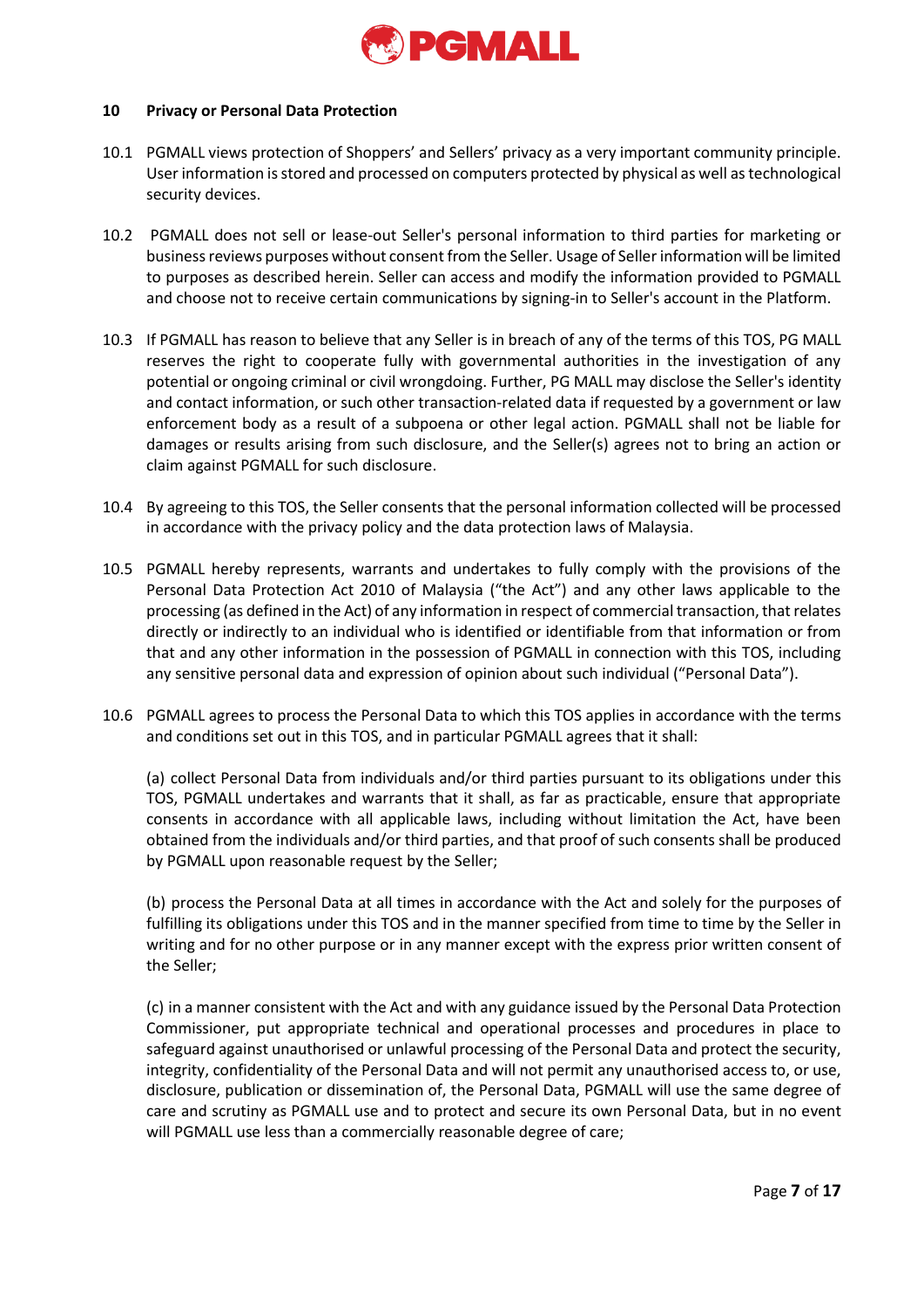## 10 Privacy or Personal Data Protection

10.1 PGMALL views protection of Shoppers' and Sellers' privacy as a very important community principle. User information is stored and processed on computers protected by physical as well as technological security devices.

10.2 PGMALL does not sell or lease-out Seller's personal information to third parties for marketing or business reviews purposes without consent from the Seller. Usage of Seller information will be limited to purposes as described herein. Seller can access and modify the information provided to PGMALL and choose not to receive certain communications by signing-in to Seller's account in the Platform.

10.3 If PGMALL has reason to believe that any Seller is in breach of any of the terms of this TOS, PG MALL reserves the right to cooperate fully with governmental authorities in the investigation of any potential or ongoing criminal or civil wrongdoing. Further, PG MALL may disclose the Seller's identity and contact information, or such other transaction-related data if requested by a government or law enforcement body as a result of a subpoena or other legal action. PGMALL shall not be liable for damages or results arising from such disclosure, and the Seller(s) agrees not to bring an action or claim against PGMALL for such disclosure.

10.4 By agreeing to this TOS, the Seller consents that the personal information collected will be processed in accordance with the privacy policy and the data protection laws of Malaysia.

10.5 PGMALL hereby represents, warrants and undertakes to fully comply with the provisions of the Personal Data Protection Act 2010 of Malaysia ("the Act") and any other laws applicable to the processing (as defined in the Act) of any information in respect of commercial transaction, that relates directly or indirectly to an individual who is identified or identifiable from that information or from that and any other information in the possession of PGMALL in connection with this TOS, including any sensitive personal data and expression of opinion about such individual ("Personal Data").

10.6 PGMALL agrees to process the Personal Data to which this TOS applies in accordance with the terms and conditions set out in this TOS, and in particular PGMALL agrees that it shall:

(a) collect Personal Data from individuals and/or third parties pursuant to its obligations under this TOS, PGMALL undertakes and warrants that it shall, as far as practicable, ensure that appropriate consents in accordance with all applicable laws, including without limitation the Act, have been obtained from the individuals and/or third parties, and that proof of such consents shall be produced by PGMALL upon reasonable request by the Seller;

(b) process the Personal Data at all times in accordance with the Act and solely for the purposes of fulfilling its obligations under this TOS and in the manner specified from time to time by the Seller in writing and for no other purpose or in any manner except with the express prior written consent of the Seller;

(c) in a manner consistent with the Act and with any guidance issued by the Personal Data Protection Commissioner, put appropriate technical and operational processes and procedures in place to safeguard against unauthorised or unlawful processing of the Personal Data and protect the security, integrity, confidentiality of the Personal Data and will not permit any unauthorised access to, or use, disclosure, publication or dissemination of, the Personal Data, PGMALL will use the same degree of care and scrutiny as PGMALL use and to protect and secure its own Personal Data, but in no event will PGMALL use less than a commercially reasonable degree of care;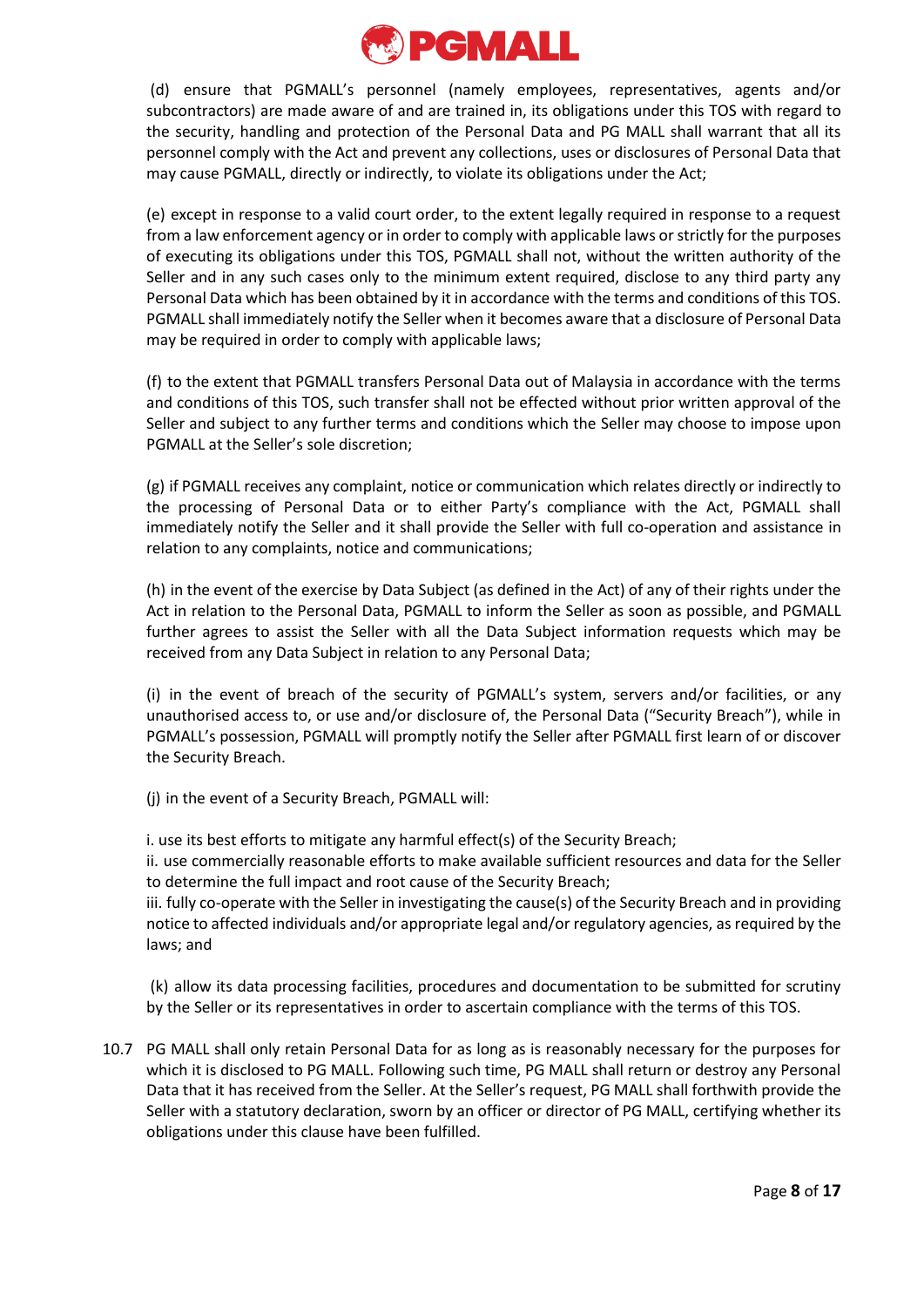(d) ensure that PGMALL's personnel (namely employees, representatives, agents and/or subcontractors) are made aware of and are trained in, its obligations under this TOS with regard to the security, handling and protection of the Personal Data and PG MALL shall warrant that all its personnel comply with the Act and prevent any collections, uses or disclosures of Personal Data that may cause PGMALL, directly or indirectly, to violate its obligations under the Act;

(e) except in response to a valid court order, to the extent legally required in response to a request from a law enforcement agency or in order to comply with applicable laws or strictly for the purposes of executing its obligations under this TOS, PGMALL shall not, without the written authority of the Seller and in any such cases only to the minimum extent required, disclose to any third party any Personal Data which has been obtained by it in accordance with the terms and conditions of this TOS. PGMALL shall immediately notify the Seller when it becomes aware that a disclosure of Personal Data may be required in order to comply with applicable laws;

(f) to the extent that PGMALL transfers Personal Data out of Malaysia in accordance with the terms and conditions of this TOS, such transfer shall not be effected without prior written approval of the Seller and subject to any further terms and conditions which the Seller may choose to impose upon PGMALL at the Seller's sole discretion;

(g) if PGMALL receives any complaint, notice or communication which relates directly or indirectly to the processing of Personal Data or to either Party's compliance with the Act, PGMALL shall immediately notify the Seller and it shall provide the Seller with full co-operation and assistance in relation to any complaints, notice and communications;

(h) in the event of the exercise by Data Subject (as defined in the Act) of any of their rights under the Act in relation to the Personal Data, PGMALL to inform the Seller as soon as possible, and PGMALL further agrees to assist the Seller with all the Data Subject information requests which may be received from any Data Subject in relation to any Personal Data;

(i) in the event of breach of the security of PGMALL's system, servers and/or facilities, or any unauthorised access to, or use and/or disclosure of, the Personal Data ("Security Breach"), while in PGMALL's possession, PGMALL will promptly notify the Seller after PGMALL first learn of or discover the Security Breach.

(j) in the event of a Security Breach, PGMALL will:

i. use its best efforts to mitigate any harmful effect(s) of the Security Breach;
ii. use commercially reasonable efforts to make available sufficient resources and data for the Seller to determine the full impact and root cause of the Security Breach;
iii. fully co-operate with the Seller in investigating the cause(s) of the Security Breach and in providing notice to affected individuals and/or appropriate legal and/or regulatory agencies, as required by the laws; and

(k) allow its data processing facilities, procedures and documentation to be submitted for scrutiny by the Seller or its representatives in order to ascertain compliance with the terms of this TOS.

10.7 PG MALL shall only retain Personal Data for as long as is reasonably necessary for the purposes for which it is disclosed to PG MALL. Following such time, PG MALL shall return or destroy any Personal Data that it has received from the Seller. At the Seller's request, PG MALL shall forthwith provide the Seller with a statutory declaration, sworn by an officer or director of PG MALL, certifying whether its obligations under this clause have been fulfilled.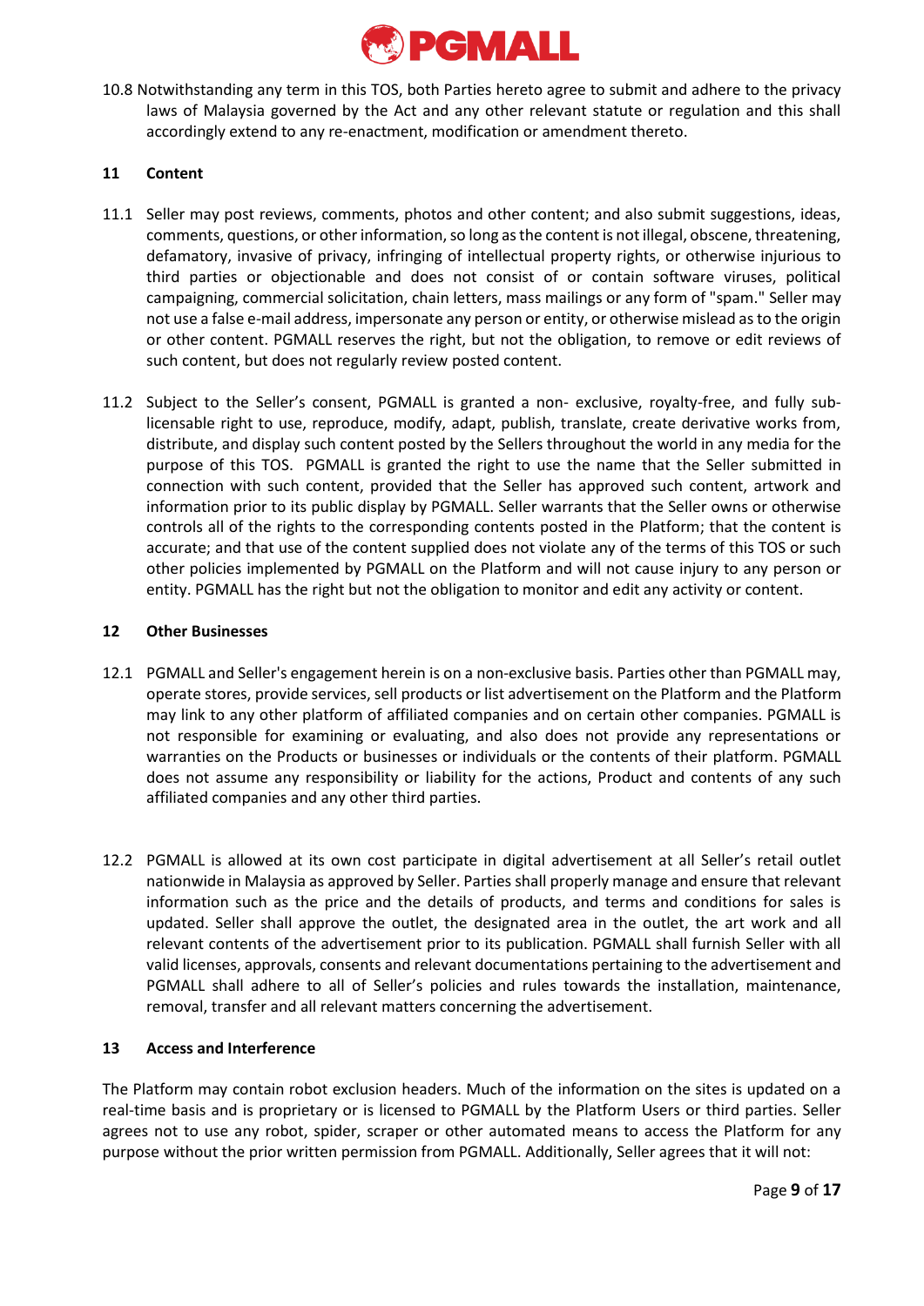10.8 Notwithstanding any term in this TOS, both Parties hereto agree to submit and adhere to the privacy laws of Malaysia governed by the Act and any other relevant statute or regulation and this shall accordingly extend to any re-enactment, modification or amendment thereto.

## 11 Content

11.1 Seller may post reviews, comments, photos and other content; and also submit suggestions, ideas, comments, questions, or other information, so long as the content is not illegal, obscene, threatening, defamatory, invasive of privacy, infringing of intellectual property rights, or otherwise injurious to third parties or objectionable and does not consist of or contain software viruses, political campaigning, commercial solicitation, chain letters, mass mailings or any form of "spam." Seller may not use a false e-mail address, impersonate any person or entity, or otherwise mislead as to the origin or other content. PGMALL reserves the right, but not the obligation, to remove or edit reviews of such content, but does not regularly review posted content.

11.2 Subject to the Seller's consent, PGMALL is granted a non- exclusive, royalty-free, and fully sub-licensable right to use, reproduce, modify, adapt, publish, translate, create derivative works from, distribute, and display such content posted by the Sellers throughout the world in any media for the purpose of this TOS. PGMALL is granted the right to use the name that the Seller submitted in connection with such content, provided that the Seller has approved such content, artwork and information prior to its public display by PGMALL. Seller warrants that the Seller owns or otherwise controls all of the rights to the corresponding contents posted in the Platform; that the content is accurate; and that use of the content supplied does not violate any of the terms of this TOS or such other policies implemented by PGMALL on the Platform and will not cause injury to any person or entity. PGMALL has the right but not the obligation to monitor and edit any activity or content.

## 12 Other Businesses

12.1 PGMALL and Seller's engagement herein is on a non-exclusive basis. Parties other than PGMALL may, operate stores, provide services, sell products or list advertisement on the Platform and the Platform may link to any other platform of affiliated companies and on certain other companies. PGMALL is not responsible for examining or evaluating, and also does not provide any representations or warranties on the Products or businesses or individuals or the contents of their platform. PGMALL does not assume any responsibility or liability for the actions, Product and contents of any such affiliated companies and any other third parties.

12.2 PGMALL is allowed at its own cost participate in digital advertisement at all Seller's retail outlet nationwide in Malaysia as approved by Seller. Parties shall properly manage and ensure that relevant information such as the price and the details of products, and terms and conditions for sales is updated. Seller shall approve the outlet, the designated area in the outlet, the art work and all relevant contents of the advertisement prior to its publication. PGMALL shall furnish Seller with all valid licenses, approvals, consents and relevant documentations pertaining to the advertisement and PGMALL shall adhere to all of Seller's policies and rules towards the installation, maintenance, removal, transfer and all relevant matters concerning the advertisement.

## 13 Access and Interference

The Platform may contain robot exclusion headers. Much of the information on the sites is updated on a real-time basis and is proprietary or is licensed to PGMALL by the Platform Users or third parties. Seller agrees not to use any robot, spider, scraper or other automated means to access the Platform for any purpose without the prior written permission from PGMALL. Additionally, Seller agrees that it will not: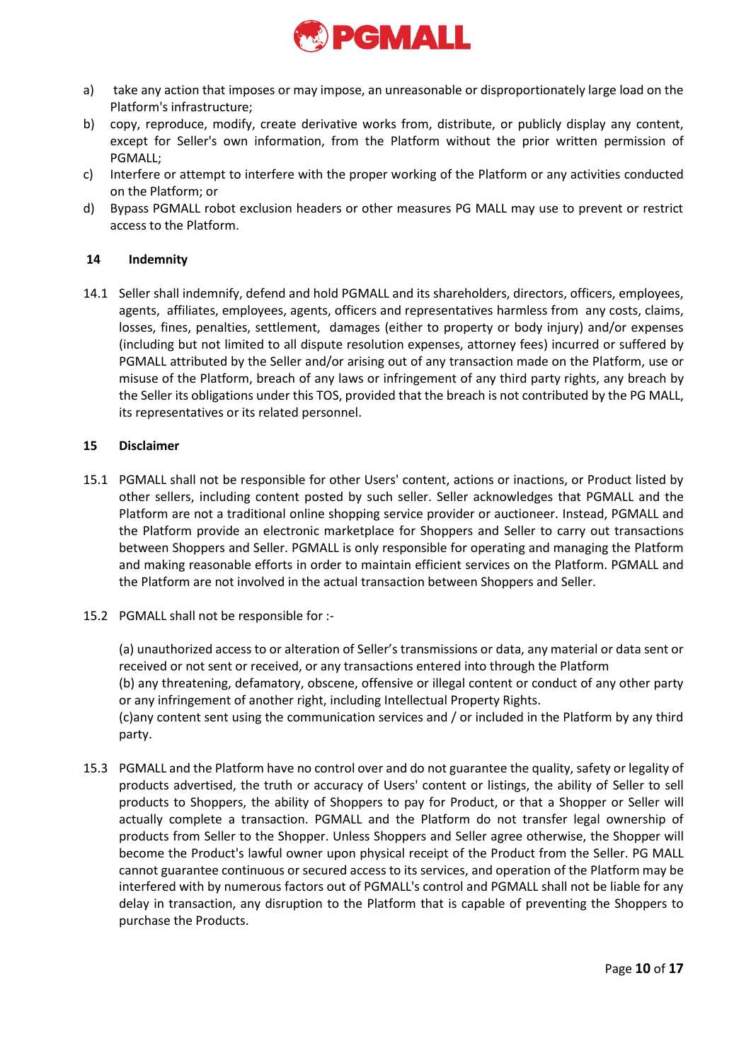a) take any action that imposes or may impose, an unreasonable or disproportionately large load on the Platform's infrastructure;
b) copy, reproduce, modify, create derivative works from, distribute, or publicly display any content, except for Seller's own information, from the Platform without the prior written permission of PGMALL;
c) Interfere or attempt to interfere with the proper working of the Platform or any activities conducted on the Platform; or
d) Bypass PGMALL robot exclusion headers or other measures PG MALL may use to prevent or restrict access to the Platform.

## 14 Indemnity

14.1 Seller shall indemnify, defend and hold PGMALL and its shareholders, directors, officers, employees, agents, affiliates, employees, agents, officers and representatives harmless from any costs, claims, losses, fines, penalties, settlement, damages (either to property or body injury) and/or expenses (including but not limited to all dispute resolution expenses, attorney fees) incurred or suffered by PGMALL attributed by the Seller and/or arising out of any transaction made on the Platform, use or misuse of the Platform, breach of any laws or infringement of any third party rights, any breach by the Seller its obligations under this TOS, provided that the breach is not contributed by the PG MALL, its representatives or its related personnel.

## 15 Disclaimer

15.1 PGMALL shall not be responsible for other Users' content, actions or inactions, or Product listed by other sellers, including content posted by such seller. Seller acknowledges that PGMALL and the Platform are not a traditional online shopping service provider or auctioneer. Instead, PGMALL and the Platform provide an electronic marketplace for Shoppers and Seller to carry out transactions between Shoppers and Seller. PGMALL is only responsible for operating and managing the Platform and making reasonable efforts in order to maintain efficient services on the Platform. PGMALL and the Platform are not involved in the actual transaction between Shoppers and Seller.

15.2 PGMALL shall not be responsible for :-

(a) unauthorized access to or alteration of Seller's transmissions or data, any material or data sent or received or not sent or received, or any transactions entered into through the Platform
(b) any threatening, defamatory, obscene, offensive or illegal content or conduct of any other party or any infringement of another right, including Intellectual Property Rights.
(c)any content sent using the communication services and / or included in the Platform by any third party.

15.3 PGMALL and the Platform have no control over and do not guarantee the quality, safety or legality of products advertised, the truth or accuracy of Users' content or listings, the ability of Seller to sell products to Shoppers, the ability of Shoppers to pay for Product, or that a Shopper or Seller will actually complete a transaction. PGMALL and the Platform do not transfer legal ownership of products from Seller to the Shopper. Unless Shoppers and Seller agree otherwise, the Shopper will become the Product's lawful owner upon physical receipt of the Product from the Seller. PG MALL cannot guarantee continuous or secured access to its services, and operation of the Platform may be interfered with by numerous factors out of PGMALL's control and PGMALL shall not be liable for any delay in transaction, any disruption to the Platform that is capable of preventing the Shoppers to purchase the Products.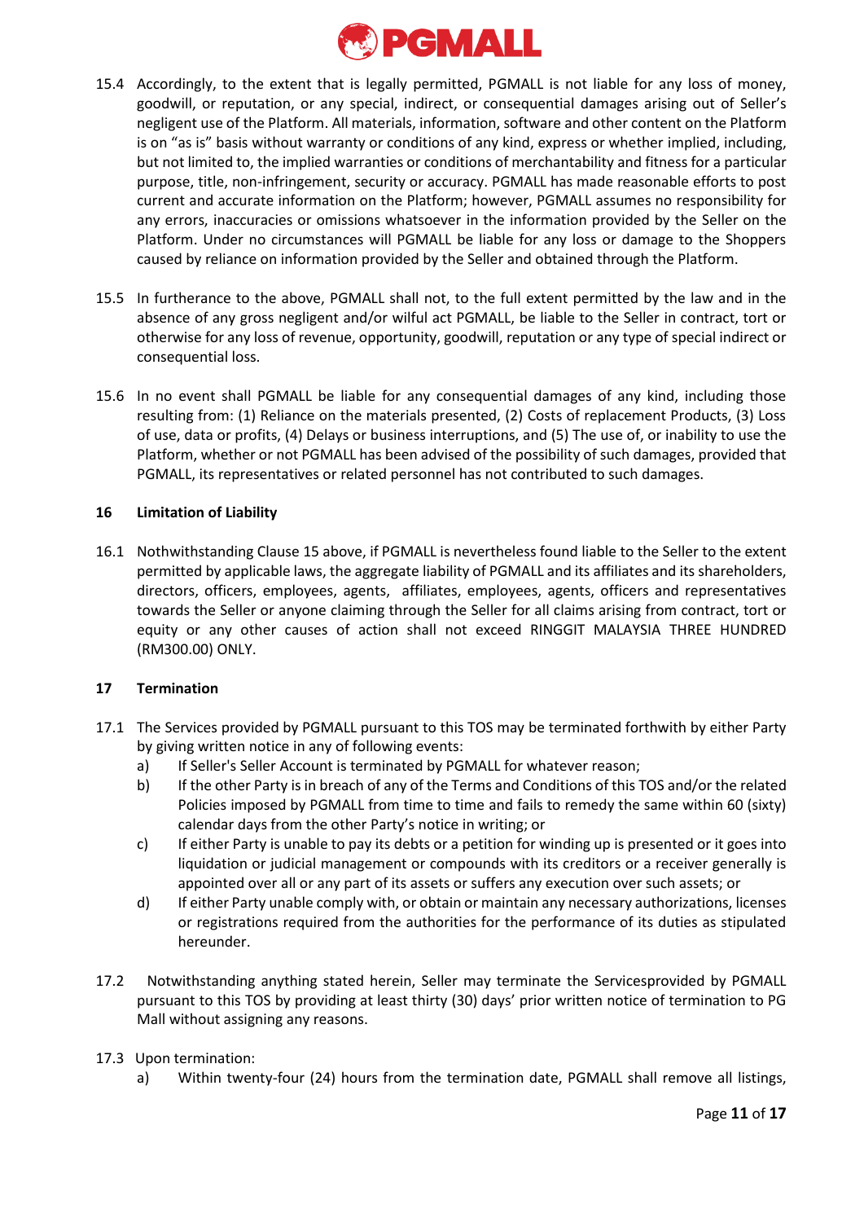15.4 Accordingly, to the extent that is legally permitted, PGMALL is not liable for any loss of money, goodwill, or reputation, or any special, indirect, or consequential damages arising out of Seller's negligent use of the Platform. All materials, information, software and other content on the Platform is on "as is" basis without warranty or conditions of any kind, express or whether implied, including, but not limited to, the implied warranties or conditions of merchantability and fitness for a particular purpose, title, non-infringement, security or accuracy. PGMALL has made reasonable efforts to post current and accurate information on the Platform; however, PGMALL assumes no responsibility for any errors, inaccuracies or omissions whatsoever in the information provided by the Seller on the Platform. Under no circumstances will PGMALL be liable for any loss or damage to the Shoppers caused by reliance on information provided by the Seller and obtained through the Platform.

15.5 In furtherance to the above, PGMALL shall not, to the full extent permitted by the law and in the absence of any gross negligent and/or wilful act PGMALL, be liable to the Seller in contract, tort or otherwise for any loss of revenue, opportunity, goodwill, reputation or any type of special indirect or consequential loss.

15.6 In no event shall PGMALL be liable for any consequential damages of any kind, including those resulting from: (1) Reliance on the materials presented, (2) Costs of replacement Products, (3) Loss of use, data or profits, (4) Delays or business interruptions, and (5) The use of, or inability to use the Platform, whether or not PGMALL has been advised of the possibility of such damages, provided that PGMALL, its representatives or related personnel has not contributed to such damages.

**16 Limitation of Liability**

16.1 Nothwithstanding Clause 15 above, if PGMALL is nevertheless found liable to the Seller to the extent permitted by applicable laws, the aggregate liability of PGMALL and its affiliates and its shareholders, directors, officers, employees, agents, affiliates, employees, agents, officers and representatives towards the Seller or anyone claiming through the Seller for all claims arising from contract, tort or equity or any other causes of action shall not exceed RINGGIT MALAYSIA THREE HUNDRED (RM300.00) ONLY.

**17 Termination**

17.1 The Services provided by PGMALL pursuant to this TOS may be terminated forthwith by either Party by giving written notice in any of following events:

a) If Seller's Seller Account is terminated by PGMALL for whatever reason;

b) If the other Party is in breach of any of the Terms and Conditions of this TOS and/or the related Policies imposed by PGMALL from time to time and fails to remedy the same within 60 (sixty) calendar days from the other Party's notice in writing; or

c) If either Party is unable to pay its debts or a petition for winding up is presented or it goes into liquidation or judicial management or compounds with its creditors or a receiver generally is appointed over all or any part of its assets or suffers any execution over such assets; or

d) If either Party unable comply with, or obtain or maintain any necessary authorizations, licenses or registrations required from the authorities for the performance of its duties as stipulated hereunder.

17.2 Notwithstanding anything stated herein, Seller may terminate the Servicesprovided by PGMALL pursuant to this TOS by providing at least thirty (30) days' prior written notice of termination to PG Mall without assigning any reasons.

17.3 Upon termination:

a) Within twenty-four (24) hours from the termination date, PGMALL shall remove all listings,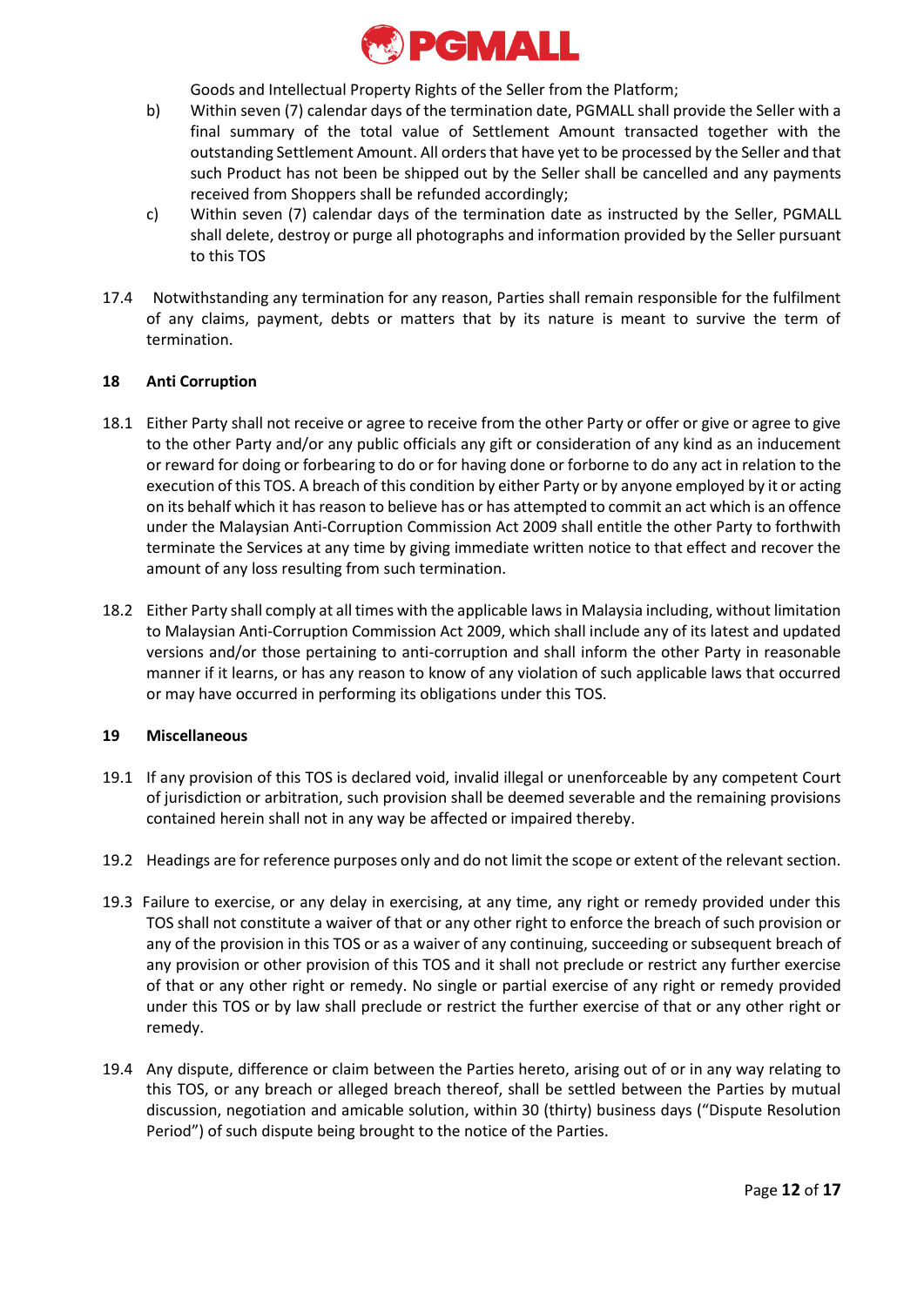Goods and Intellectual Property Rights of the Seller from the Platform;

b) Within seven (7) calendar days of the termination date, PGMALL shall provide the Seller with a final summary of the total value of Settlement Amount transacted together with the outstanding Settlement Amount. All orders that have yet to be processed by the Seller and that such Product has not been be shipped out by the Seller shall be cancelled and any payments received from Shoppers shall be refunded accordingly;

c) Within seven (7) calendar days of the termination date as instructed by the Seller, PGMALL shall delete, destroy or purge all photographs and information provided by the Seller pursuant to this TOS

17.4 Notwithstanding any termination for any reason, Parties shall remain responsible for the fulfilment of any claims, payment, debts or matters that by its nature is meant to survive the term of termination.

**18 Anti Corruption**

18.1 Either Party shall not receive or agree to receive from the other Party or offer or give or agree to give to the other Party and/or any public officials any gift or consideration of any kind as an inducement or reward for doing or forbearing to do or for having done or forborne to do any act in relation to the execution of this TOS. A breach of this condition by either Party or by anyone employed by it or acting on its behalf which it has reason to believe has or has attempted to commit an act which is an offence under the Malaysian Anti-Corruption Commission Act 2009 shall entitle the other Party to forthwith terminate the Services at any time by giving immediate written notice to that effect and recover the amount of any loss resulting from such termination.

18.2 Either Party shall comply at all times with the applicable laws in Malaysia including, without limitation to Malaysian Anti-Corruption Commission Act 2009, which shall include any of its latest and updated versions and/or those pertaining to anti-corruption and shall inform the other Party in reasonable manner if it learns, or has any reason to know of any violation of such applicable laws that occurred or may have occurred in performing its obligations under this TOS.

**19 Miscellaneous**

19.1 If any provision of this TOS is declared void, invalid illegal or unenforceable by any competent Court of jurisdiction or arbitration, such provision shall be deemed severable and the remaining provisions contained herein shall not in any way be affected or impaired thereby.

19.2 Headings are for reference purposes only and do not limit the scope or extent of the relevant section.

19.3 Failure to exercise, or any delay in exercising, at any time, any right or remedy provided under this TOS shall not constitute a waiver of that or any other right to enforce the breach of such provision or any of the provision in this TOS or as a waiver of any continuing, succeeding or subsequent breach of any provision or other provision of this TOS and it shall not preclude or restrict any further exercise of that or any other right or remedy. No single or partial exercise of any right or remedy provided under this TOS or by law shall preclude or restrict the further exercise of that or any other right or remedy.

19.4 Any dispute, difference or claim between the Parties hereto, arising out of or in any way relating to this TOS, or any breach or alleged breach thereof, shall be settled between the Parties by mutual discussion, negotiation and amicable solution, within 30 (thirty) business days ("Dispute Resolution Period") of such dispute being brought to the notice of the Parties.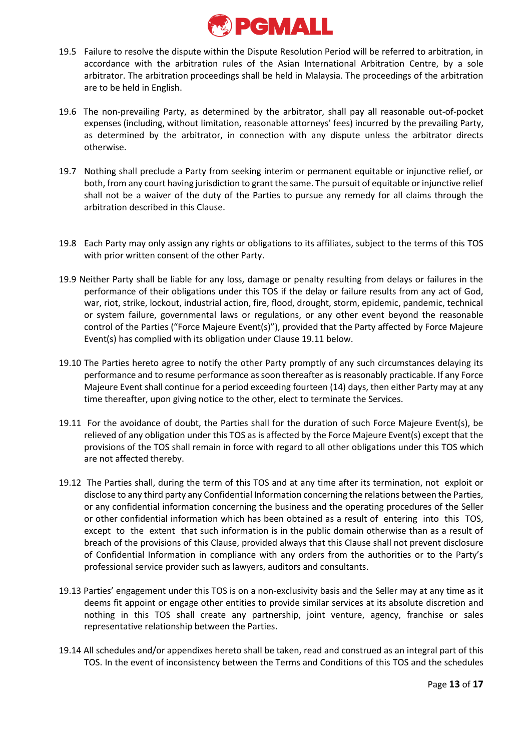19.5 Failure to resolve the dispute within the Dispute Resolution Period will be referred to arbitration, in accordance with the arbitration rules of the Asian International Arbitration Centre, by a sole arbitrator. The arbitration proceedings shall be held in Malaysia. The proceedings of the arbitration are to be held in English.

19.6 The non-prevailing Party, as determined by the arbitrator, shall pay all reasonable out-of-pocket expenses (including, without limitation, reasonable attorneys' fees) incurred by the prevailing Party, as determined by the arbitrator, in connection with any dispute unless the arbitrator directs otherwise.

19.7 Nothing shall preclude a Party from seeking interim or permanent equitable or injunctive relief, or both, from any court having jurisdiction to grant the same. The pursuit of equitable or injunctive relief shall not be a waiver of the duty of the Parties to pursue any remedy for all claims through the arbitration described in this Clause.

19.8 Each Party may only assign any rights or obligations to its affiliates, subject to the terms of this TOS with prior written consent of the other Party.

19.9 Neither Party shall be liable for any loss, damage or penalty resulting from delays or failures in the performance of their obligations under this TOS if the delay or failure results from any act of God, war, riot, strike, lockout, industrial action, fire, flood, drought, storm, epidemic, pandemic, technical or system failure, governmental laws or regulations, or any other event beyond the reasonable control of the Parties ("Force Majeure Event(s)"), provided that the Party affected by Force Majeure Event(s) has complied with its obligation under Clause 19.11 below.

19.10 The Parties hereto agree to notify the other Party promptly of any such circumstances delaying its performance and to resume performance as soon thereafter as is reasonably practicable. If any Force Majeure Event shall continue for a period exceeding fourteen (14) days, then either Party may at any time thereafter, upon giving notice to the other, elect to terminate the Services.

19.11 For the avoidance of doubt, the Parties shall for the duration of such Force Majeure Event(s), be relieved of any obligation under this TOS as is affected by the Force Majeure Event(s) except that the provisions of the TOS shall remain in force with regard to all other obligations under this TOS which are not affected thereby.

19.12 The Parties shall, during the term of this TOS and at any time after its termination, not exploit or disclose to any third party any Confidential Information concerning the relations between the Parties, or any confidential information concerning the business and the operating procedures of the Seller or other confidential information which has been obtained as a result of entering into this TOS, except to the extent that such information is in the public domain otherwise than as a result of breach of the provisions of this Clause, provided always that this Clause shall not prevent disclosure of Confidential Information in compliance with any orders from the authorities or to the Party's professional service provider such as lawyers, auditors and consultants.

19.13 Parties' engagement under this TOS is on a non-exclusivity basis and the Seller may at any time as it deems fit appoint or engage other entities to provide similar services at its absolute discretion and nothing in this TOS shall create any partnership, joint venture, agency, franchise or sales representative relationship between the Parties.

19.14 All schedules and/or appendixes hereto shall be taken, read and construed as an integral part of this TOS. In the event of inconsistency between the Terms and Conditions of this TOS and the schedules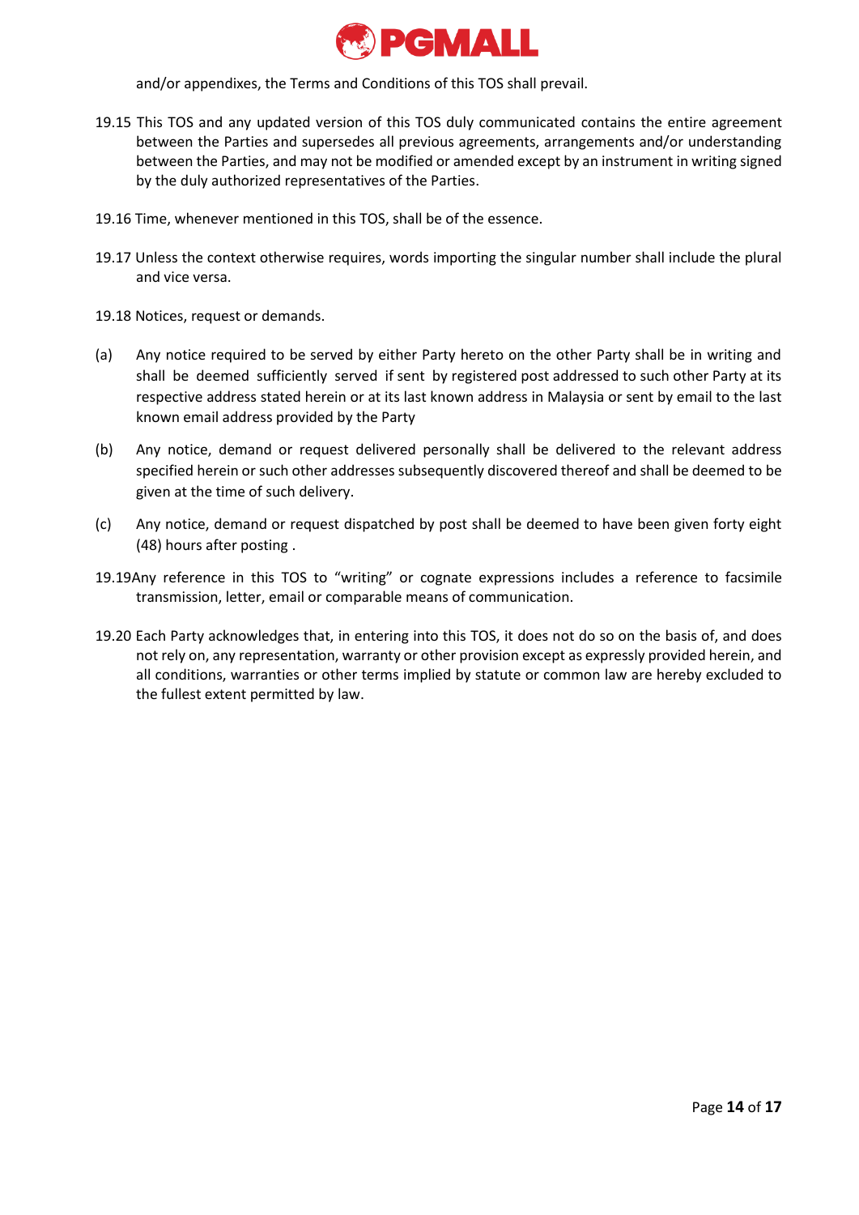and/or appendixes, the Terms and Conditions of this TOS shall prevail.

19.15 This TOS and any updated version of this TOS duly communicated contains the entire agreement between the Parties and supersedes all previous agreements, arrangements and/or understanding between the Parties, and may not be modified or amended except by an instrument in writing signed by the duly authorized representatives of the Parties.

19.16 Time, whenever mentioned in this TOS, shall be of the essence.

19.17 Unless the context otherwise requires, words importing the singular number shall include the plural and vice versa.

19.18 Notices, request or demands.

(a) Any notice required to be served by either Party hereto on the other Party shall be in writing and shall be deemed sufficiently served if sent by registered post addressed to such other Party at its respective address stated herein or at its last known address in Malaysia or sent by email to the last known email address provided by the Party

(b) Any notice, demand or request delivered personally shall be delivered to the relevant address specified herein or such other addresses subsequently discovered thereof and shall be deemed to be given at the time of such delivery.

(c) Any notice, demand or request dispatched by post shall be deemed to have been given forty eight (48) hours after posting .

19.19Any reference in this TOS to "writing" or cognate expressions includes a reference to facsimile transmission, letter, email or comparable means of communication.

19.20 Each Party acknowledges that, in entering into this TOS, it does not do so on the basis of, and does not rely on, any representation, warranty or other provision except as expressly provided herein, and all conditions, warranties or other terms implied by statute or common law are hereby excluded to the fullest extent permitted by law.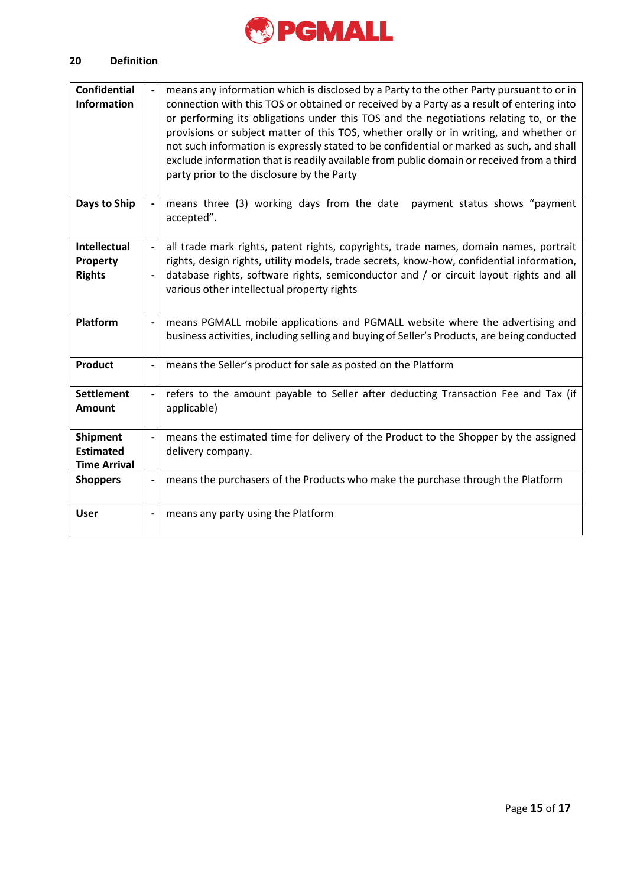## 20 Definition

| | | |
|---|---|---|
| **Confidential Information** | - | means any information which is disclosed by a Party to the other Party pursuant to or in connection with this TOS or obtained or received by a Party as a result of entering into or performing its obligations under this TOS and the negotiations relating to, or the provisions or subject matter of this TOS, whether orally or in writing, and whether or not such information is expressly stated to be confidential or marked as such, and shall exclude information that is readily available from public domain or received from a third party prior to the disclosure by the Party |
| **Days to Ship** | - | means three (3) working days from the date payment status shows "payment accepted". |
| **Intellectual Property Rights** | - | all trade mark rights, patent rights, copyrights, trade names, domain names, portrait rights, design rights, utility models, trade secrets, know-how, confidential information, database rights, software rights, semiconductor and / or circuit layout rights and all various other intellectual property rights |
| **Platform** | - | means PGMALL mobile applications and PGMALL website where the advertising and business activities, including selling and buying of Seller's Products, are being conducted |
| **Product** | - | means the Seller's product for sale as posted on the Platform |
| **Settlement Amount** | - | refers to the amount payable to Seller after deducting Transaction Fee and Tax (if applicable) |
| **Shipment Estimated Time Arrival** | - | means the estimated time for delivery of the Product to the Shopper by the assigned delivery company. |
| **Shoppers** | - | means the purchasers of the Products who make the purchase through the Platform |
| **User** | - | means any party using the Platform |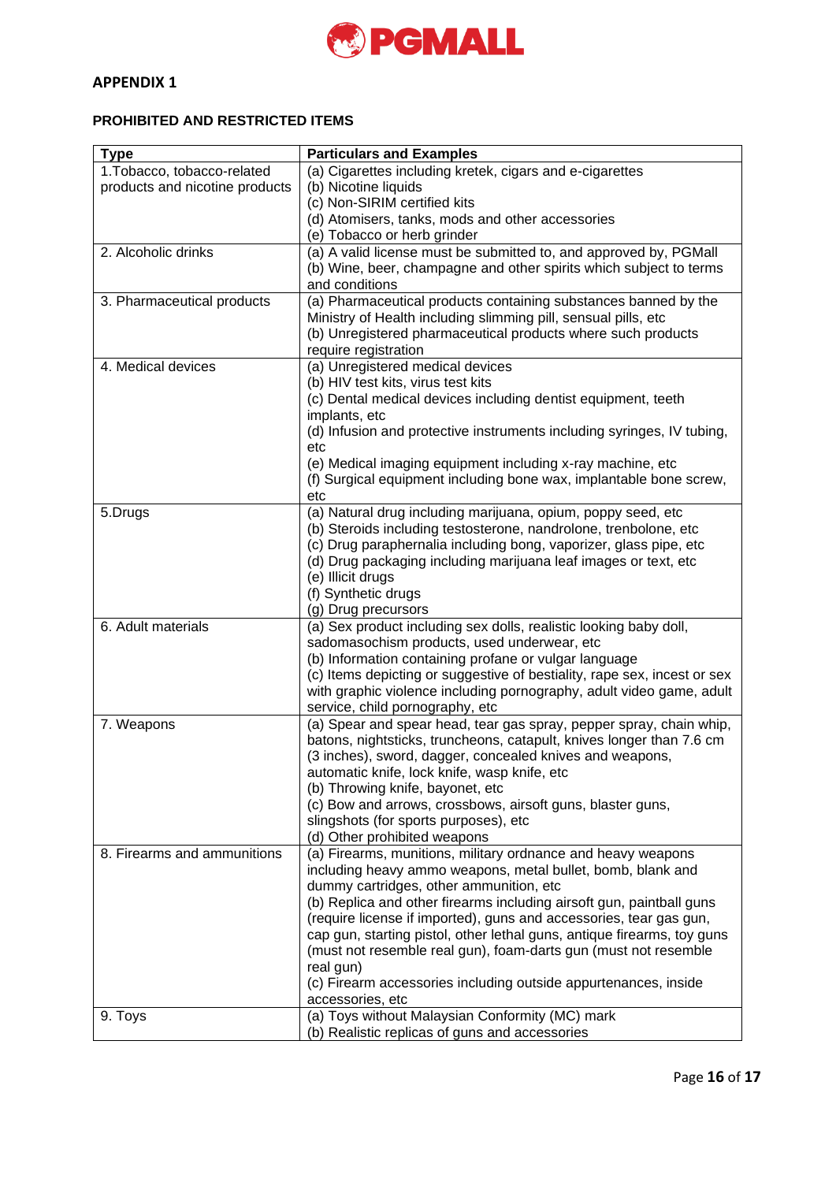## APPENDIX 1

### PROHIBITED AND RESTRICTED ITEMS

| Type | Particulars and Examples |
|---|---|
| 1.Tobacco, tobacco-related products and nicotine products | (a) Cigarettes including kretek, cigars and e-cigarettes<br>(b) Nicotine liquids<br>(c) Non-SIRIM certified kits<br>(d) Atomisers, tanks, mods and other accessories<br>(e) Tobacco or herb grinder |
| 2. Alcoholic drinks | (a) A valid license must be submitted to, and approved by, PGMall<br>(b) Wine, beer, champagne and other spirits which subject to terms and conditions |
| 3. Pharmaceutical products | (a) Pharmaceutical products containing substances banned by the Ministry of Health including slimming pill, sensual pills, etc<br>(b) Unregistered pharmaceutical products where such products require registration |
| 4. Medical devices | (a) Unregistered medical devices<br>(b) HIV test kits, virus test kits<br>(c) Dental medical devices including dentist equipment, teeth implants, etc<br>(d) Infusion and protective instruments including syringes, IV tubing, etc<br>(e) Medical imaging equipment including x-ray machine, etc<br>(f) Surgical equipment including bone wax, implantable bone screw, etc |
| 5.Drugs | (a) Natural drug including marijuana, opium, poppy seed, etc<br>(b) Steroids including testosterone, nandrolone, trenbolone, etc<br>(c) Drug paraphernalia including bong, vaporizer, glass pipe, etc<br>(d) Drug packaging including marijuana leaf images or text, etc<br>(e) Illicit drugs<br>(f) Synthetic drugs<br>(g) Drug precursors |
| 6. Adult materials | (a) Sex product including sex dolls, realistic looking baby doll, sadomasochism products, used underwear, etc<br>(b) Information containing profane or vulgar language<br>(c) Items depicting or suggestive of bestiality, rape sex, incest or sex with graphic violence including pornography, adult video game, adult service, child pornography, etc |
| 7. Weapons | (a) Spear and spear head, tear gas spray, pepper spray, chain whip, batons, nightsticks, truncheons, catapult, knives longer than 7.6 cm (3 inches), sword, dagger, concealed knives and weapons, automatic knife, lock knife, wasp knife, etc<br>(b) Throwing knife, bayonet, etc<br>(c) Bow and arrows, crossbows, airsoft guns, blaster guns, slingshots (for sports purposes), etc<br>(d) Other prohibited weapons |
| 8. Firearms and ammunitions | (a) Firearms, munitions, military ordnance and heavy weapons including heavy ammo weapons, metal bullet, bomb, blank and dummy cartridges, other ammunition, etc<br>(b) Replica and other firearms including airsoft gun, paintball guns (require license if imported), guns and accessories, tear gas gun, cap gun, starting pistol, other lethal guns, antique firearms, toy guns (must not resemble real gun), foam-darts gun (must not resemble real gun)<br>(c) Firearm accessories including outside appurtenances, inside accessories, etc |
| 9. Toys | (a) Toys without Malaysian Conformity (MC) mark<br>(b) Realistic replicas of guns and accessories |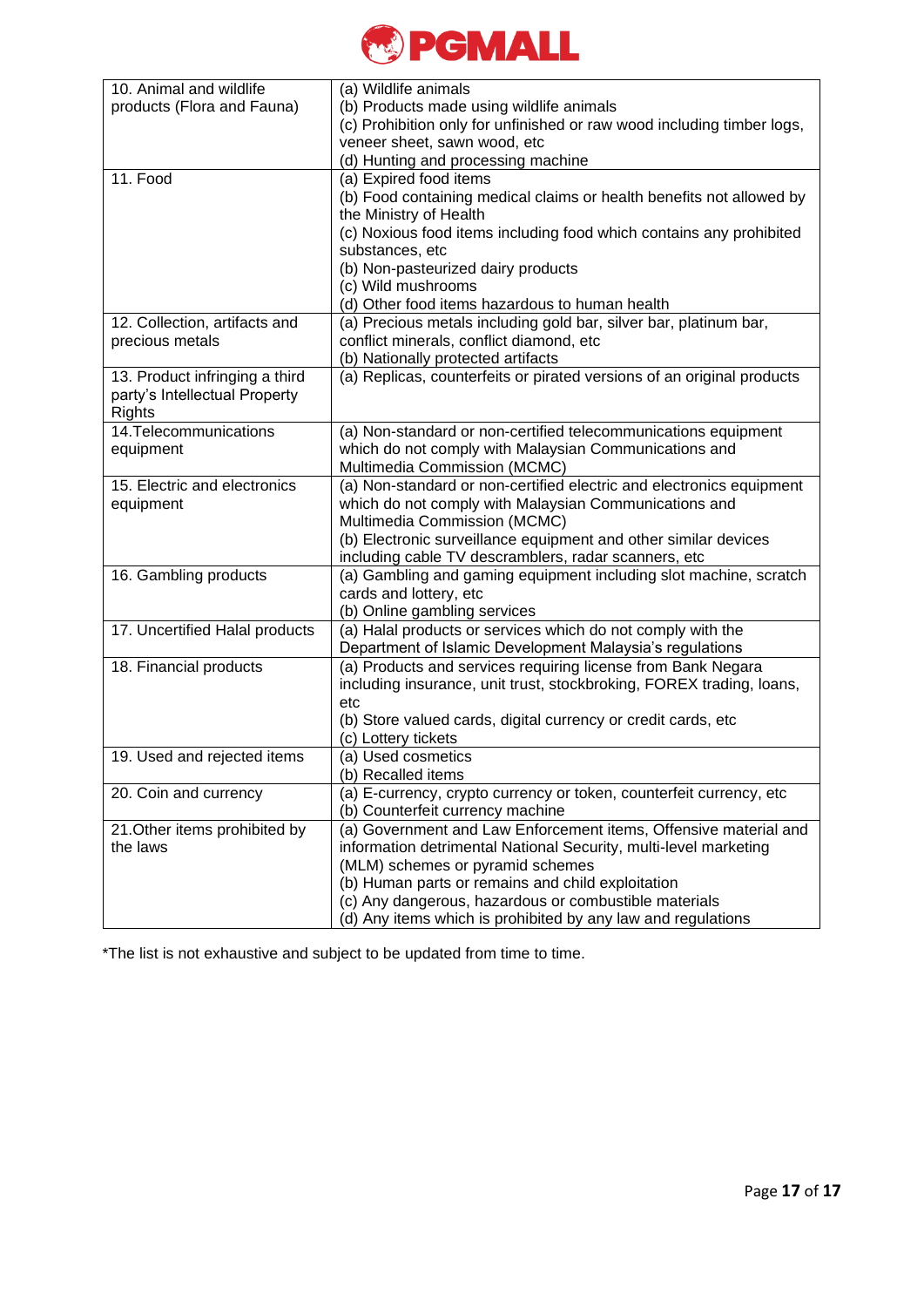| | |
|---|---|
| 10. Animal and wildlife products (Flora and Fauna) | (a) Wildlife animals<br>(b) Products made using wildlife animals<br>(c) Prohibition only for unfinished or raw wood including timber logs, veneer sheet, sawn wood, etc<br>(d) Hunting and processing machine |
| 11. Food | (a) Expired food items<br>(b) Food containing medical claims or health benefits not allowed by the Ministry of Health<br>(c) Noxious food items including food which contains any prohibited substances, etc<br>(b) Non-pasteurized dairy products<br>(c) Wild mushrooms<br>(d) Other food items hazardous to human health |
| 12. Collection, artifacts and precious metals | (a) Precious metals including gold bar, silver bar, platinum bar, conflict minerals, conflict diamond, etc<br>(b) Nationally protected artifacts |
| 13. Product infringing a third party's Intellectual Property Rights | (a) Replicas, counterfeits or pirated versions of an original products |
| 14.Telecommunications equipment | (a) Non-standard or non-certified telecommunications equipment which do not comply with Malaysian Communications and Multimedia Commission (MCMC) |
| 15. Electric and electronics equipment | (a) Non-standard or non-certified electric and electronics equipment which do not comply with Malaysian Communications and Multimedia Commission (MCMC)<br>(b) Electronic surveillance equipment and other similar devices including cable TV descramblers, radar scanners, etc |
| 16. Gambling products | (a) Gambling and gaming equipment including slot machine, scratch cards and lottery, etc<br>(b) Online gambling services |
| 17. Uncertified Halal products | (a) Halal products or services which do not comply with the Department of Islamic Development Malaysia's regulations |
| 18. Financial products | (a) Products and services requiring license from Bank Negara including insurance, unit trust, stockbroking, FOREX trading, loans, etc<br>(b) Store valued cards, digital currency or credit cards, etc<br>(c) Lottery tickets |
| 19. Used and rejected items | (a) Used cosmetics<br>(b) Recalled items |
| 20. Coin and currency | (a) E-currency, crypto currency or token, counterfeit currency, etc<br>(b) Counterfeit currency machine |
| 21.Other items prohibited by the laws | (a) Government and Law Enforcement items, Offensive material and information detrimental National Security, multi-level marketing (MLM) schemes or pyramid schemes<br>(b) Human parts or remains and child exploitation<br>(c) Any dangerous, hazardous or combustible materials<br>(d) Any items which is prohibited by any law and regulations |

*The list is not exhaustive and subject to be updated from time to time.